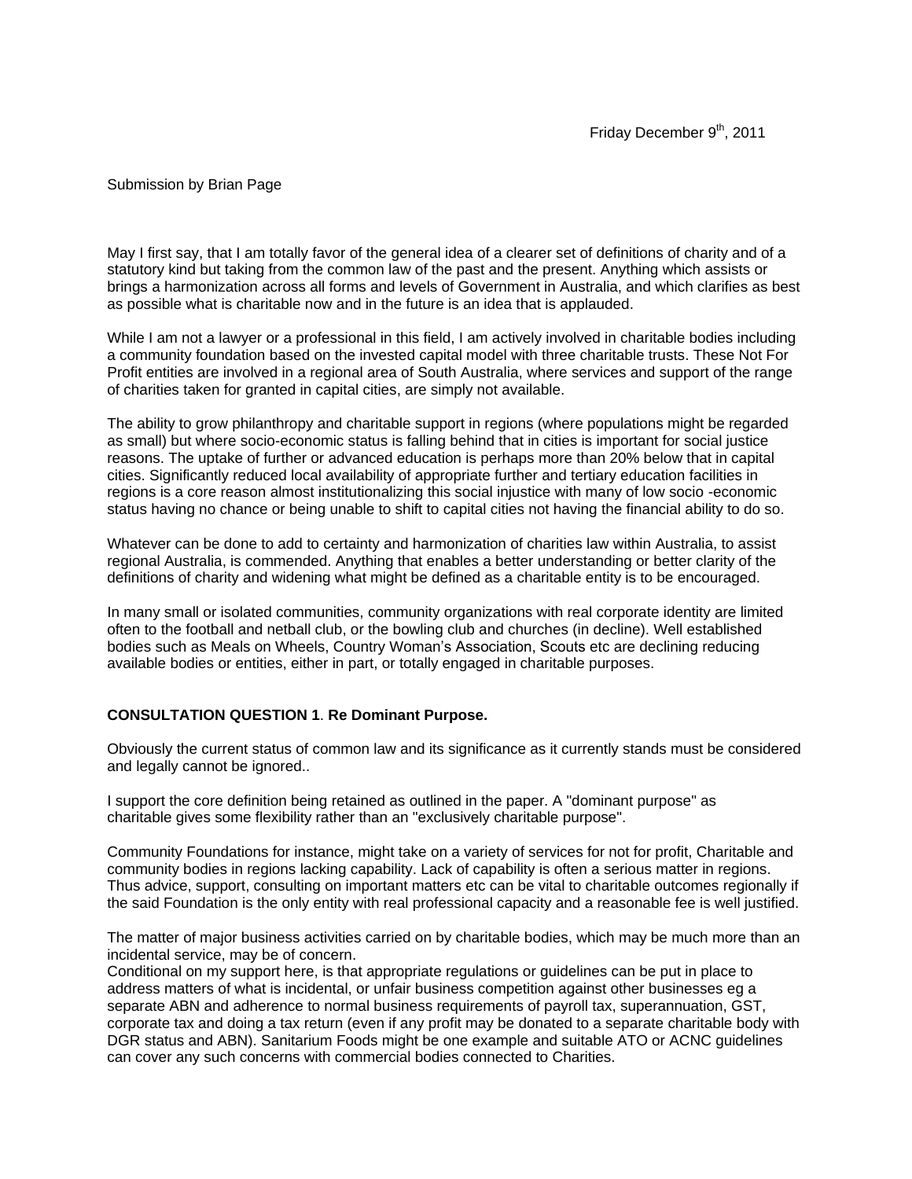Friday December 9th, 2011

Submission by Brian Page

May I first say, that I am totally favor of the general idea of a clearer set of definitions of charity and of a statutory kind but taking from the common law of the past and the present. Anything which assists or brings a harmonization across all forms and levels of Government in Australia, and which clarifies as best as possible what is charitable now and in the future is an idea that is applauded.

While I am not a lawyer or a professional in this field, I am actively involved in charitable bodies including a community foundation based on the invested capital model with three charitable trusts. These Not For Profit entities are involved in a regional area of South Australia, where services and support of the range of charities taken for granted in capital cities, are simply not available.

The ability to grow philanthropy and charitable support in regions (where populations might be regarded as small) but where socio-economic status is falling behind that in cities is important for social justice reasons. The uptake of further or advanced education is perhaps more than 20% below that in capital cities. Significantly reduced local availability of appropriate further and tertiary education facilities in regions is a core reason almost institutionalizing this social injustice with many of low socio -economic status having no chance or being unable to shift to capital cities not having the financial ability to do so.

Whatever can be done to add to certainty and harmonization of charities law within Australia, to assist regional Australia, is commended. Anything that enables a better understanding or better clarity of the definitions of charity and widening what might be defined as a charitable entity is to be encouraged.

In many small or isolated communities, community organizations with real corporate identity are limited often to the football and netball club, or the bowling club and churches (in decline). Well established bodies such as Meals on Wheels, Country Woman's Association, Scouts etc are declining reducing available bodies or entities, either in part, or totally engaged in charitable purposes.

**CONSULTATION QUESTION 1**. **Re Dominant Purpose.**

Obviously the current status of common law and its significance as it currently stands must be considered and legally cannot be ignored..

I support the core definition being retained as outlined in the paper. A "dominant purpose" as charitable gives some flexibility rather than an "exclusively charitable purpose".

Community Foundations for instance, might take on a variety of services for not for profit, Charitable and community bodies in regions lacking capability. Lack of capability is often a serious matter in regions. Thus advice, support, consulting on important matters etc can be vital to charitable outcomes regionally if the said Foundation is the only entity with real professional capacity and a reasonable fee is well justified.

The matter of major business activities carried on by charitable bodies, which may be much more than an incidental service, may be of concern.
Conditional on my support here, is that appropriate regulations or guidelines can be put in place to address matters of what is incidental, or unfair business competition against other businesses eg a separate ABN and adherence to normal business requirements of payroll tax, superannuation, GST, corporate tax and doing a tax return (even if any profit may be donated to a separate charitable body with DGR status and ABN). Sanitarium Foods might be one example and suitable ATO or ACNC guidelines can cover any such concerns with commercial bodies connected to Charities.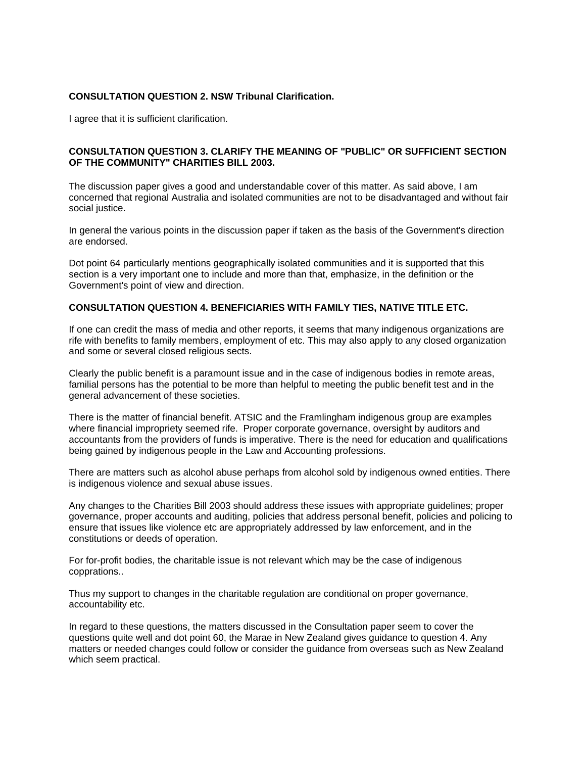**CONSULTATION QUESTION 2. NSW Tribunal Clarification.**

I agree that it is sufficient clarification.

**CONSULTATION QUESTION 3. CLARIFY THE MEANING OF "PUBLIC" OR SUFFICIENT SECTION OF THE COMMUNITY" CHARITIES BILL 2003.**

The discussion paper gives a good and understandable cover of this matter. As said above, I am concerned that regional Australia and isolated communities are not to be disadvantaged and without fair social justice.

In general the various points in the discussion paper if taken as the basis of the Government's direction are endorsed.

Dot point 64 particularly mentions geographically isolated communities and it is supported that this section is a very important one to include and more than that, emphasize, in the definition or the Government's point of view and direction.

**CONSULTATION QUESTION 4. BENEFICIARIES WITH FAMILY TIES, NATIVE TITLE ETC.**

If one can credit the mass of media and other reports, it seems that many indigenous organizations are rife with benefits to family members, employment of etc. This may also apply to any closed organization and some or several closed religious sects.

Clearly the public benefit is a paramount issue and in the case of indigenous bodies in remote areas, familial persons has the potential to be more than helpful to meeting the public benefit test and in the general advancement of these societies.

There is the matter of financial benefit. ATSIC and the Framlingham indigenous group are examples where financial impropriety seemed rife. Proper corporate governance, oversight by auditors and accountants from the providers of funds is imperative. There is the need for education and qualifications being gained by indigenous people in the Law and Accounting professions.

There are matters such as alcohol abuse perhaps from alcohol sold by indigenous owned entities. There is indigenous violence and sexual abuse issues.

Any changes to the Charities Bill 2003 should address these issues with appropriate guidelines; proper governance, proper accounts and auditing, policies that address personal benefit, policies and policing to ensure that issues like violence etc are appropriately addressed by law enforcement, and in the constitutions or deeds of operation.

For for-profit bodies, the charitable issue is not relevant which may be the case of indigenous copprations..

Thus my support to changes in the charitable regulation are conditional on proper governance, accountability etc.

In regard to these questions, the matters discussed in the Consultation paper seem to cover the questions quite well and dot point 60, the Marae in New Zealand gives guidance to question 4. Any matters or needed changes could follow or consider the guidance from overseas such as New Zealand which seem practical.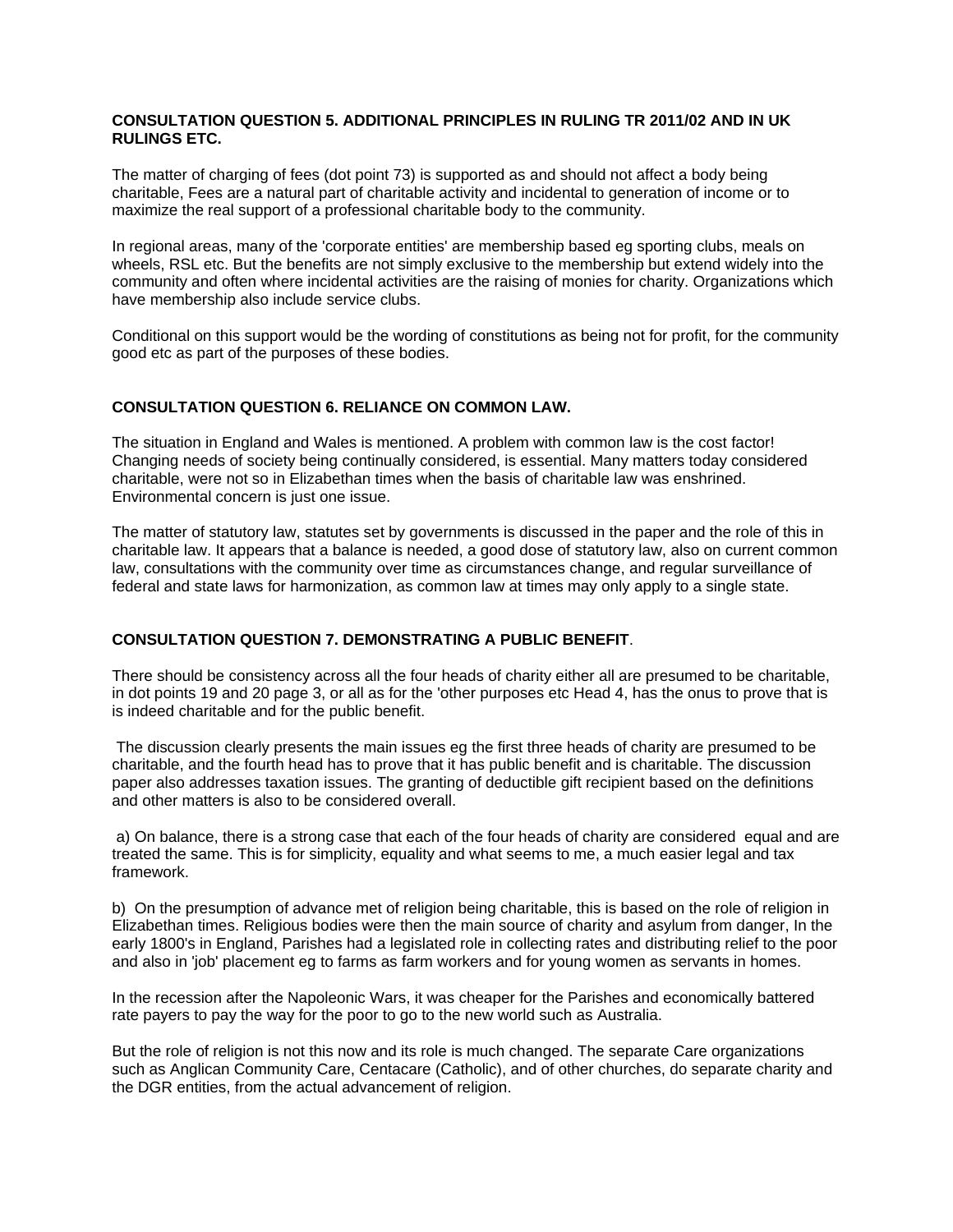**CONSULTATION QUESTION 5. ADDITIONAL PRINCIPLES IN RULING TR 2011/02 AND IN UK RULINGS ETC.**

The matter of charging of fees (dot point 73) is supported as and should not affect a body being charitable, Fees are a natural part of charitable activity and incidental to generation of income or to maximize the real support of a professional charitable body to the community.

In regional areas, many of the 'corporate entities' are membership based eg sporting clubs, meals on wheels, RSL etc. But the benefits are not simply exclusive to the membership but extend widely into the community and often where incidental activities are the raising of monies for charity. Organizations which have membership also include service clubs.

Conditional on this support would be the wording of constitutions as being not for profit, for the community good etc as part of the purposes of these bodies.

**CONSULTATION QUESTION 6. RELIANCE ON COMMON LAW.**

The situation in England and Wales is mentioned. A problem with common law is the cost factor! Changing needs of society being continually considered, is essential. Many matters today considered charitable, were not so in Elizabethan times when the basis of charitable law was enshrined. Environmental concern is just one issue.

The matter of statutory law, statutes set by governments is discussed in the paper and the role of this in charitable law. It appears that a balance is needed, a good dose of statutory law, also on current common law, consultations with the community over time as circumstances change, and regular surveillance of federal and state laws for harmonization, as common law at times may only apply to a single state.

**CONSULTATION QUESTION 7. DEMONSTRATING A PUBLIC BENEFIT**.

There should be consistency across all the four heads of charity either all are presumed to be charitable, in dot points 19 and 20 page 3, or all as for the 'other purposes etc Head 4, has the onus to prove that is is indeed charitable and for the public benefit.

The discussion clearly presents the main issues eg the first three heads of charity are presumed to be charitable, and the fourth head has to prove that it has public benefit and is charitable. The discussion paper also addresses taxation issues. The granting of deductible gift recipient based on the definitions and other matters is also to be considered overall.

a) On balance, there is a strong case that each of the four heads of charity are considered equal and are treated the same. This is for simplicity, equality and what seems to me, a much easier legal and tax framework.

b) On the presumption of advance met of religion being charitable, this is based on the role of religion in Elizabethan times. Religious bodies were then the main source of charity and asylum from danger, In the early 1800's in England, Parishes had a legislated role in collecting rates and distributing relief to the poor and also in 'job' placement eg to farms as farm workers and for young women as servants in homes.

In the recession after the Napoleonic Wars, it was cheaper for the Parishes and economically battered rate payers to pay the way for the poor to go to the new world such as Australia.

But the role of religion is not this now and its role is much changed. The separate Care organizations such as Anglican Community Care, Centacare (Catholic), and of other churches, do separate charity and the DGR entities, from the actual advancement of religion.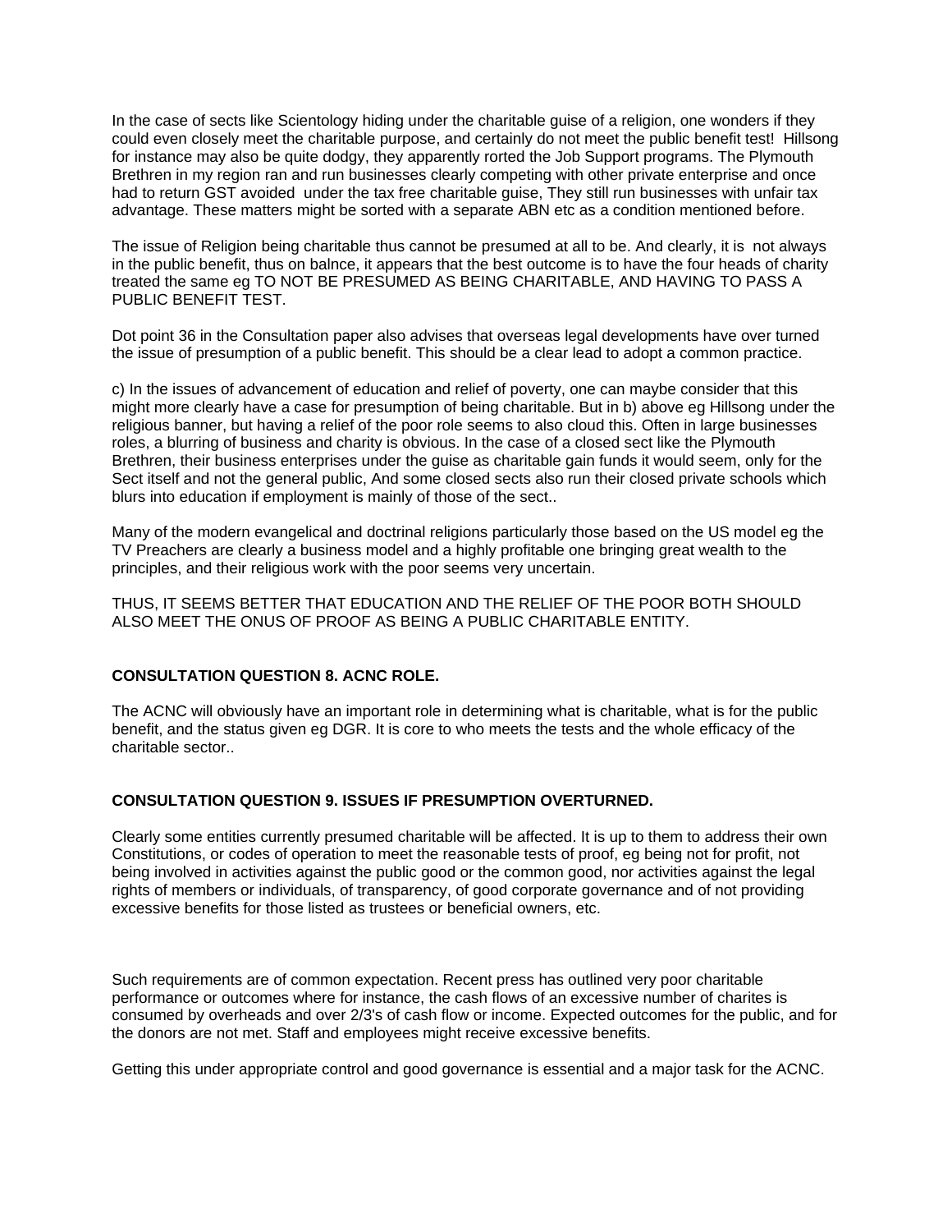In the case of sects like Scientology hiding under the charitable guise of a religion, one wonders if they could even closely meet the charitable purpose, and certainly do not meet the public benefit test! Hillsong for instance may also be quite dodgy, they apparently rorted the Job Support programs. The Plymouth Brethren in my region ran and run businesses clearly competing with other private enterprise and once had to return GST avoided under the tax free charitable guise, They still run businesses with unfair tax advantage. These matters might be sorted with a separate ABN etc as a condition mentioned before.

The issue of Religion being charitable thus cannot be presumed at all to be. And clearly, it is not always in the public benefit, thus on balnce, it appears that the best outcome is to have the four heads of charity treated the same eg TO NOT BE PRESUMED AS BEING CHARITABLE, AND HAVING TO PASS A PUBLIC BENEFIT TEST.

Dot point 36 in the Consultation paper also advises that overseas legal developments have over turned the issue of presumption of a public benefit. This should be a clear lead to adopt a common practice.

c) In the issues of advancement of education and relief of poverty, one can maybe consider that this might more clearly have a case for presumption of being charitable. But in b) above eg Hillsong under the religious banner, but having a relief of the poor role seems to also cloud this. Often in large businesses roles, a blurring of business and charity is obvious. In the case of a closed sect like the Plymouth Brethren, their business enterprises under the guise as charitable gain funds it would seem, only for the Sect itself and not the general public, And some closed sects also run their closed private schools which blurs into education if employment is mainly of those of the sect..

Many of the modern evangelical and doctrinal religions particularly those based on the US model eg the TV Preachers are clearly a business model and a highly profitable one bringing great wealth to the principles, and their religious work with the poor seems very uncertain.

THUS, IT SEEMS BETTER THAT EDUCATION AND THE RELIEF OF THE POOR BOTH SHOULD ALSO MEET THE ONUS OF PROOF AS BEING A PUBLIC CHARITABLE ENTITY.

**CONSULTATION QUESTION 8. ACNC ROLE.**

The ACNC will obviously have an important role in determining what is charitable, what is for the public benefit, and the status given eg DGR. It is core to who meets the tests and the whole efficacy of the charitable sector..

**CONSULTATION QUESTION 9. ISSUES IF PRESUMPTION OVERTURNED.**

Clearly some entities currently presumed charitable will be affected. It is up to them to address their own Constitutions, or codes of operation to meet the reasonable tests of proof, eg being not for profit, not being involved in activities against the public good or the common good, nor activities against the legal rights of members or individuals, of transparency, of good corporate governance and of not providing excessive benefits for those listed as trustees or beneficial owners, etc.

Such requirements are of common expectation. Recent press has outlined very poor charitable performance or outcomes where for instance, the cash flows of an excessive number of charites is consumed by overheads and over 2/3's of cash flow or income. Expected outcomes for the public, and for the donors are not met. Staff and employees might receive excessive benefits.

Getting this under appropriate control and good governance is essential and a major task for the ACNC.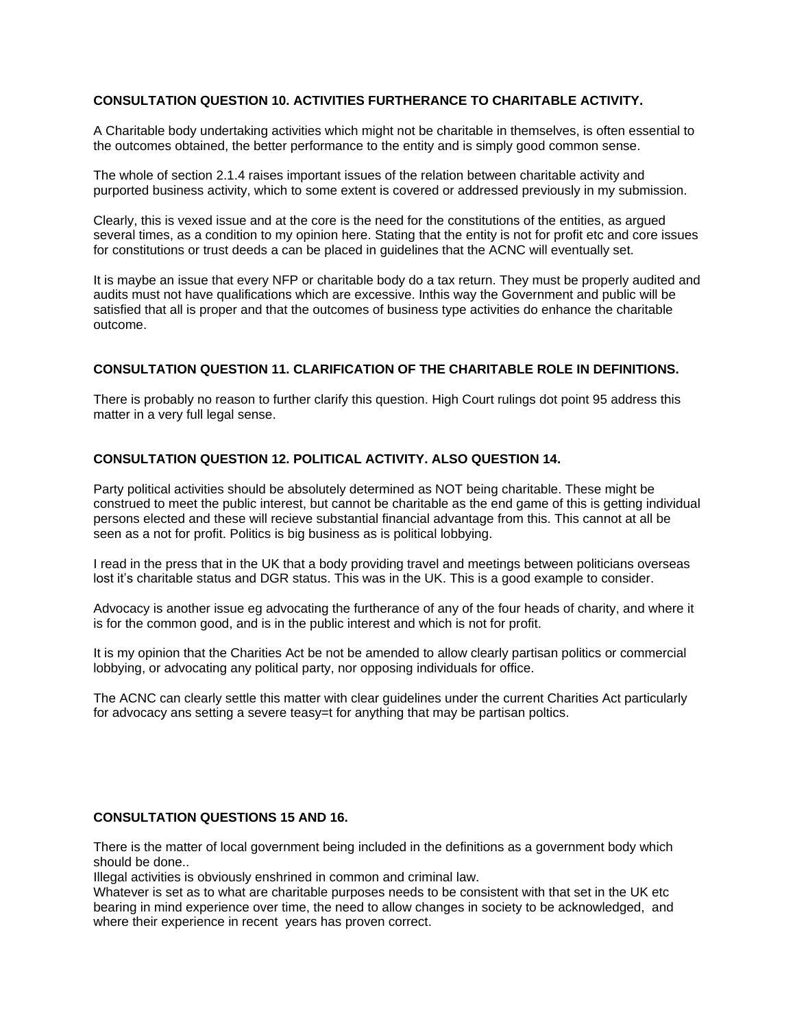**CONSULTATION QUESTION 10. ACTIVITIES FURTHERANCE TO CHARITABLE ACTIVITY.**

A Charitable body undertaking activities which might not be charitable in themselves, is often essential to the outcomes obtained, the better performance to the entity and is simply good common sense.

The whole of section 2.1.4 raises important issues of the relation between charitable activity and purported business activity, which to some extent is covered or addressed previously in my submission.

Clearly, this is vexed issue and at the core is the need for the constitutions of the entities, as argued several times, as a condition to my opinion here. Stating that the entity is not for profit etc and core issues for constitutions or trust deeds a can be placed in guidelines that the ACNC will eventually set.

It is maybe an issue that every NFP or charitable body do a tax return. They must be properly audited and audits must not have qualifications which are excessive. Inthis way the Government and public will be satisfied that all is proper and that the outcomes of business type activities do enhance the charitable outcome.

**CONSULTATION QUESTION 11. CLARIFICATION OF THE CHARITABLE ROLE IN DEFINITIONS.**

There is probably no reason to further clarify this question. High Court rulings dot point 95 address this matter in a very full legal sense.

**CONSULTATION QUESTION 12. POLITICAL ACTIVITY. ALSO QUESTION 14.**

Party political activities should be absolutely determined as NOT being charitable. These might be construed to meet the public interest, but cannot be charitable as the end game of this is getting individual persons elected and these will recieve substantial financial advantage from this. This cannot at all be seen as a not for profit. Politics is big business as is political lobbying.

I read in the press that in the UK that a body providing travel and meetings between politicians overseas lost it's charitable status and DGR status. This was in the UK. This is a good example to consider.

Advocacy is another issue eg advocating the furtherance of any of the four heads of charity, and where it is for the common good, and is in the public interest and which is not for profit.

It is my opinion that the Charities Act be not be amended to allow clearly partisan politics or commercial lobbying, or advocating any political party, nor opposing individuals for office.

The ACNC can clearly settle this matter with clear guidelines under the current Charities Act particularly for advocacy ans setting a severe teasy=t for anything that may be partisan poltics.

**CONSULTATION QUESTIONS 15 AND 16.**

There is the matter of local government being included in the definitions as a government body which should be done..
Illegal activities is obviously enshrined in common and criminal law.
Whatever is set as to what are charitable purposes needs to be consistent with that set in the UK etc bearing in mind experience over time, the need to allow changes in society to be acknowledged, and where their experience in recent years has proven correct.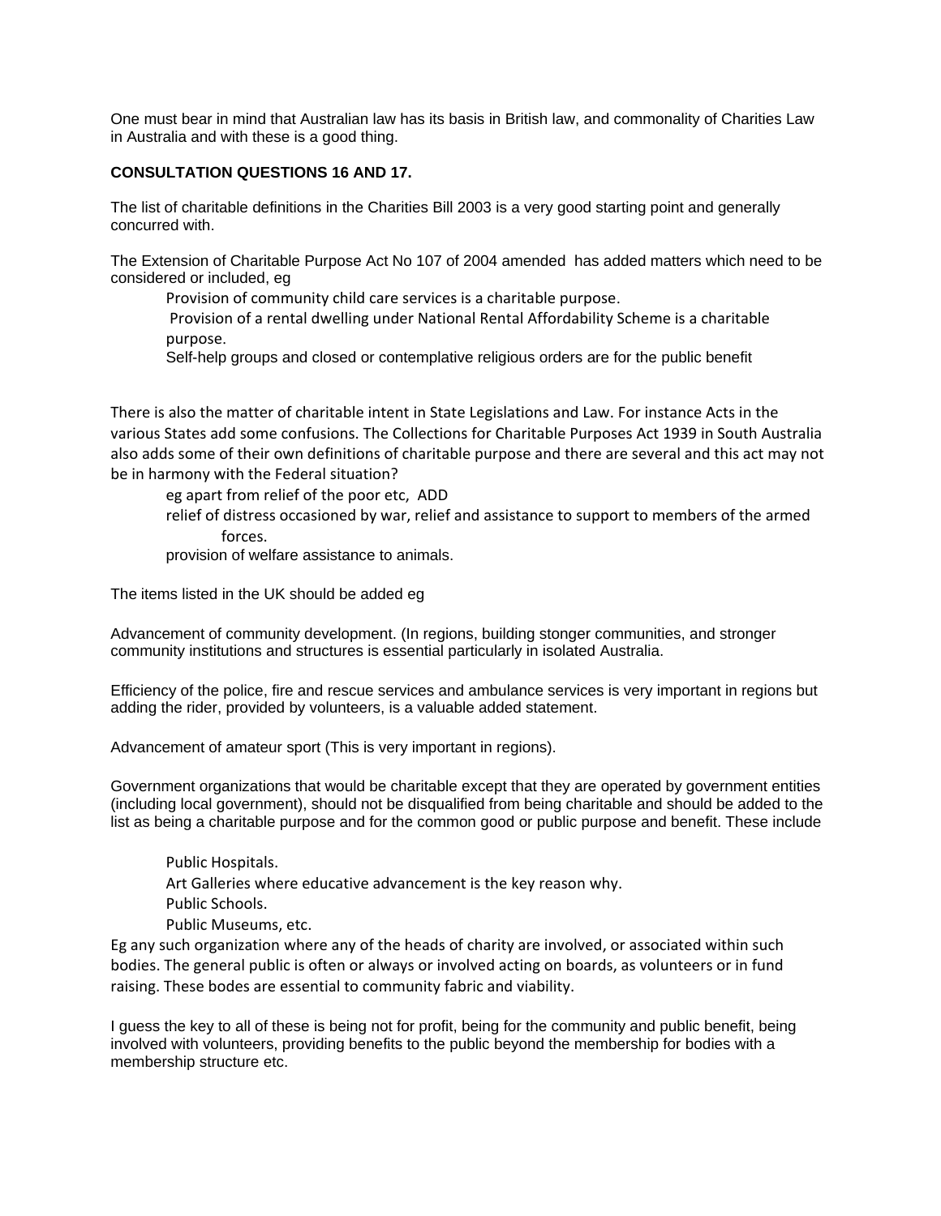One must bear in mind that Australian law has its basis in British law, and commonality of Charities Law in Australia and with these is a good thing.

**CONSULTATION QUESTIONS 16 AND 17.**

The list of charitable definitions in the Charities Bill 2003 is a very good starting point and generally concurred with.

The Extension of Charitable Purpose Act No 107 of 2004 amended has added matters which need to be considered or included, eg

> Provision of community child care services is a charitable purpose.
> Provision of a rental dwelling under National Rental Affordability Scheme is a charitable purpose.
> Self-help groups and closed or contemplative religious orders are for the public benefit

There is also the matter of charitable intent in State Legislations and Law. For instance Acts in the various States add some confusions. The Collections for Charitable Purposes Act 1939 in South Australia also adds some of their own definitions of charitable purpose and there are several and this act may not be in harmony with the Federal situation?

> eg apart from relief of the poor etc, ADD
> relief of distress occasioned by war, relief and assistance to support to members of the armed forces.
> provision of welfare assistance to animals.

The items listed in the UK should be added eg

Advancement of community development. (In regions, building stonger communities, and stronger community institutions and structures is essential particularly in isolated Australia.

Efficiency of the police, fire and rescue services and ambulance services is very important in regions but adding the rider, provided by volunteers, is a valuable added statement.

Advancement of amateur sport (This is very important in regions).

Government organizations that would be charitable except that they are operated by government entities (including local government), should not be disqualified from being charitable and should be added to the list as being a charitable purpose and for the common good or public purpose and benefit. These include

> Public Hospitals.
> Art Galleries where educative advancement is the key reason why.
> Public Schools.
> Public Museums, etc.

Eg any such organization where any of the heads of charity are involved, or associated within such bodies. The general public is often or always or involved acting on boards, as volunteers or in fund raising. These bodes are essential to community fabric and viability.

I guess the key to all of these is being not for profit, being for the community and public benefit, being involved with volunteers, providing benefits to the public beyond the membership for bodies with a membership structure etc.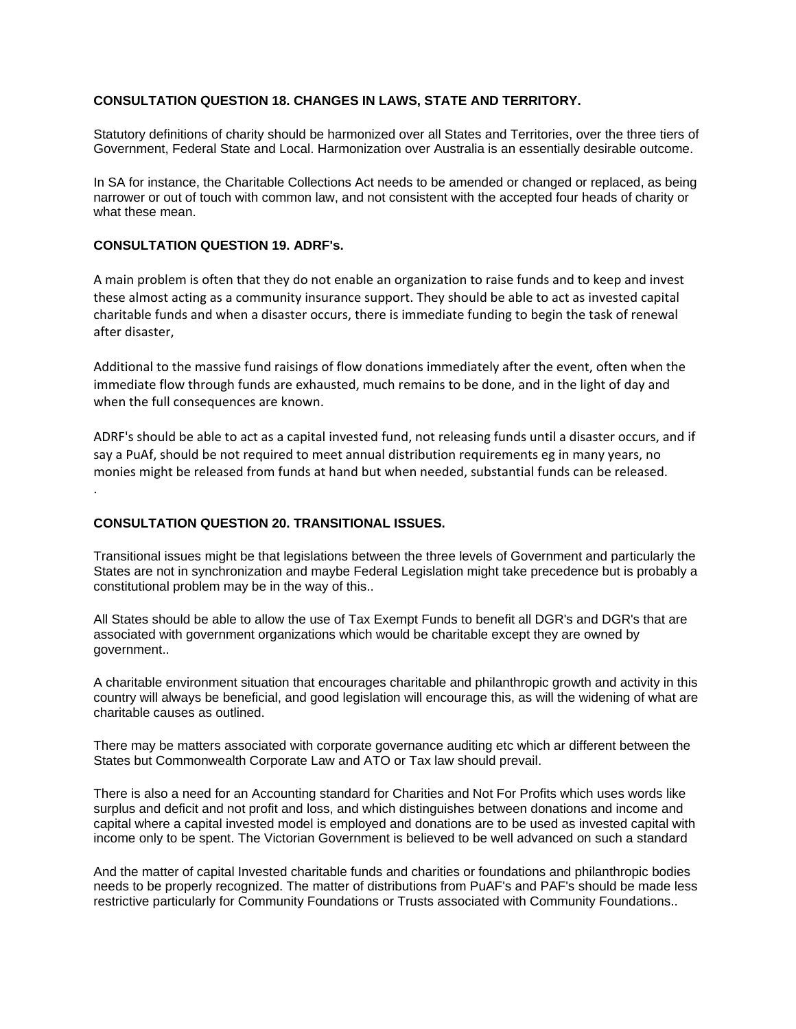**CONSULTATION QUESTION 18. CHANGES IN LAWS, STATE AND TERRITORY.**

Statutory definitions of charity should be harmonized over all States and Territories, over the three tiers of Government, Federal State and Local. Harmonization over Australia is an essentially desirable outcome.

In SA for instance, the Charitable Collections Act needs to be amended or changed or replaced, as being narrower or out of touch with common law, and not consistent with the accepted four heads of charity or what these mean.

**CONSULTATION QUESTION 19. ADRF's.**

A main problem is often that they do not enable an organization to raise funds and to keep and invest these almost acting as a community insurance support. They should be able to act as invested capital charitable funds and when a disaster occurs, there is immediate funding to begin the task of renewal after disaster,

Additional to the massive fund raisings of flow donations immediately after the event, often when the immediate flow through funds are exhausted, much remains to be done, and in the light of day and when the full consequences are known.

ADRF's should be able to act as a capital invested fund, not releasing funds until a disaster occurs, and if say a PuAf, should be not required to meet annual distribution requirements eg in many years, no monies might be released from funds at hand but when needed, substantial funds can be released.
.

**CONSULTATION QUESTION 20. TRANSITIONAL ISSUES.**

Transitional issues might be that legislations between the three levels of Government and particularly the States are not in synchronization and maybe Federal Legislation might take precedence but is probably a constitutional problem may be in the way of this..

All States should be able to allow the use of Tax Exempt Funds to benefit all DGR's and DGR's that are associated with government organizations which would be charitable except they are owned by government..

A charitable environment situation that encourages charitable and philanthropic growth and activity in this country will always be beneficial, and good legislation will encourage this, as will the widening of what are charitable causes as outlined.

There may be matters associated with corporate governance auditing etc which ar different between the States but Commonwealth Corporate Law and ATO or Tax law should prevail.

There is also a need for an Accounting standard for Charities and Not For Profits which uses words like surplus and deficit and not profit and loss, and which distinguishes between donations and income and capital where a capital invested model is employed and donations are to be used as invested capital with income only to be spent. The Victorian Government is believed to be well advanced on such a standard

And the matter of capital Invested charitable funds and charities or foundations and philanthropic bodies needs to be properly recognized. The matter of distributions from PuAF's and PAF's should be made less restrictive particularly for Community Foundations or Trusts associated with Community Foundations..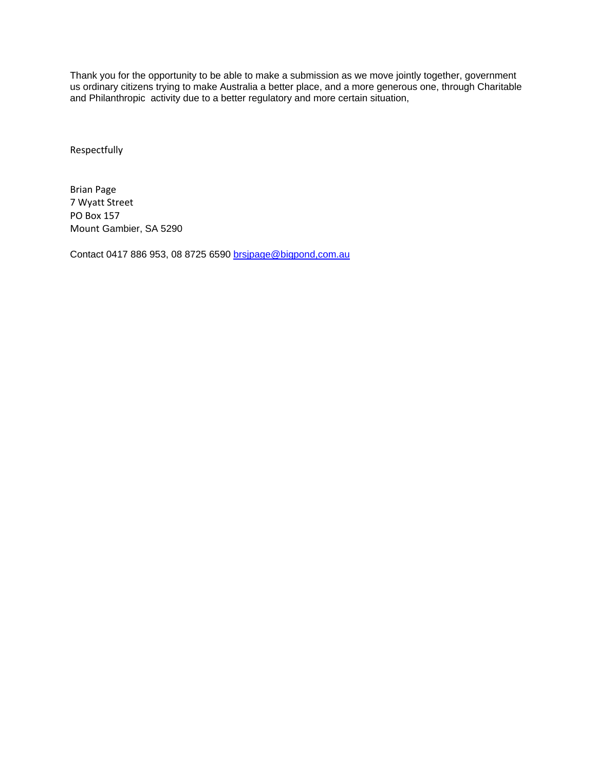Thank you for the opportunity to be able to make a submission as we move jointly together, government us ordinary citizens trying to make Australia a better place, and a more generous one, through Charitable and Philanthropic activity due to a better regulatory and more certain situation,

Respectfully

Brian Page
7 Wyatt Street
PO Box 157
Mount Gambier, SA 5290

Contact 0417 886 953, 08 8725 6590 brsjpage@bigpond,com.au